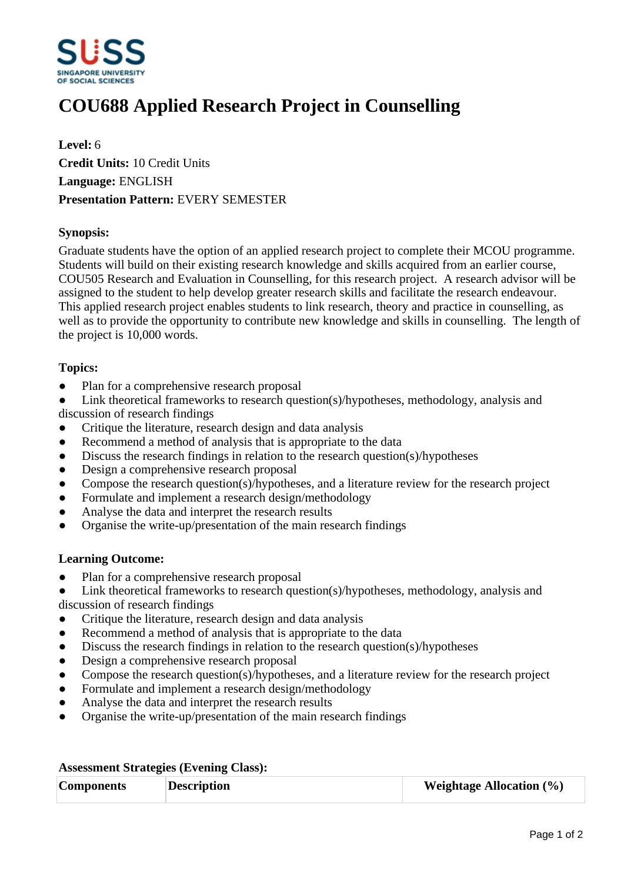# COU688 Applied Research Project in Counselling

**Level:** 6
**Credit Units:** 10 Credit Units
**Language:** ENGLISH
**Presentation Pattern:** EVERY SEMESTER

### Synopsis:

Graduate students have the option of an applied research project to complete their MCOU programme. Students will build on their existing research knowledge and skills acquired from an earlier course, COU505 Research and Evaluation in Counselling, for this research project. A research advisor will be assigned to the student to help develop greater research skills and facilitate the research endeavour. This applied research project enables students to link research, theory and practice in counselling, as well as to provide the opportunity to contribute new knowledge and skills in counselling. The length of the project is 10,000 words.

### Topics:

- Plan for a comprehensive research proposal
- Link theoretical frameworks to research question(s)/hypotheses, methodology, analysis and discussion of research findings
- Critique the literature, research design and data analysis
- Recommend a method of analysis that is appropriate to the data
- Discuss the research findings in relation to the research question(s)/hypotheses
- Design a comprehensive research proposal
- Compose the research question(s)/hypotheses, and a literature review for the research project
- Formulate and implement a research design/methodology
- Analyse the data and interpret the research results
- Organise the write-up/presentation of the main research findings

### Learning Outcome:

- Plan for a comprehensive research proposal
- Link theoretical frameworks to research question(s)/hypotheses, methodology, analysis and discussion of research findings
- Critique the literature, research design and data analysis
- Recommend a method of analysis that is appropriate to the data
- Discuss the research findings in relation to the research question(s)/hypotheses
- Design a comprehensive research proposal
- Compose the research question(s)/hypotheses, and a literature review for the research project
- Formulate and implement a research design/methodology
- Analyse the data and interpret the research results
- Organise the write-up/presentation of the main research findings

### Assessment Strategies (Evening Class):

| Components | Description | Weightage Allocation (%) |
| --- | --- | --- |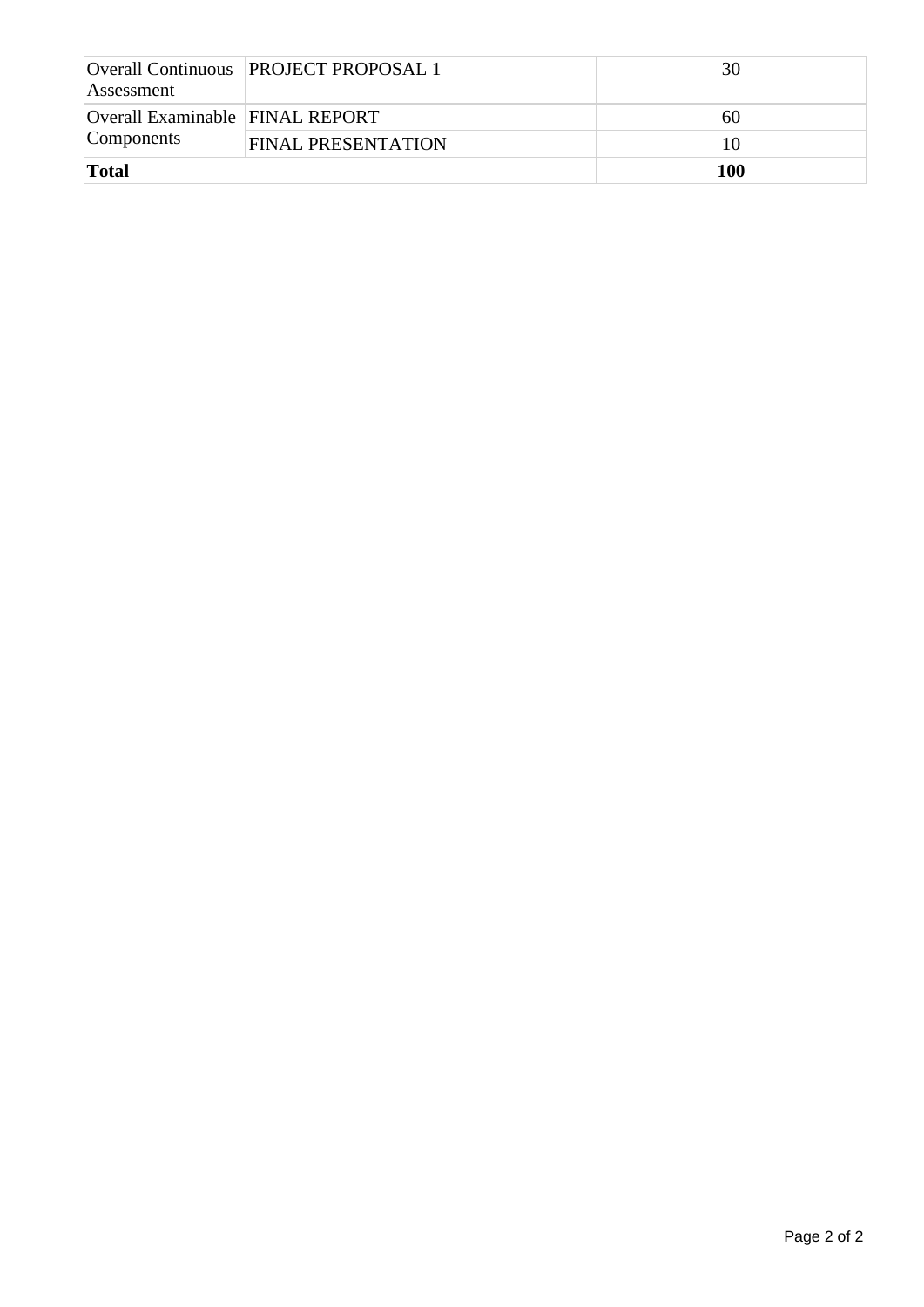| | | |
|---|---|---|
| Overall Continuous Assessment | PROJECT PROPOSAL 1 | 30 |
| Overall Examinable Components | FINAL REPORT | 60 |
| | FINAL PRESENTATION | 10 |
| **Total** | | **100** |